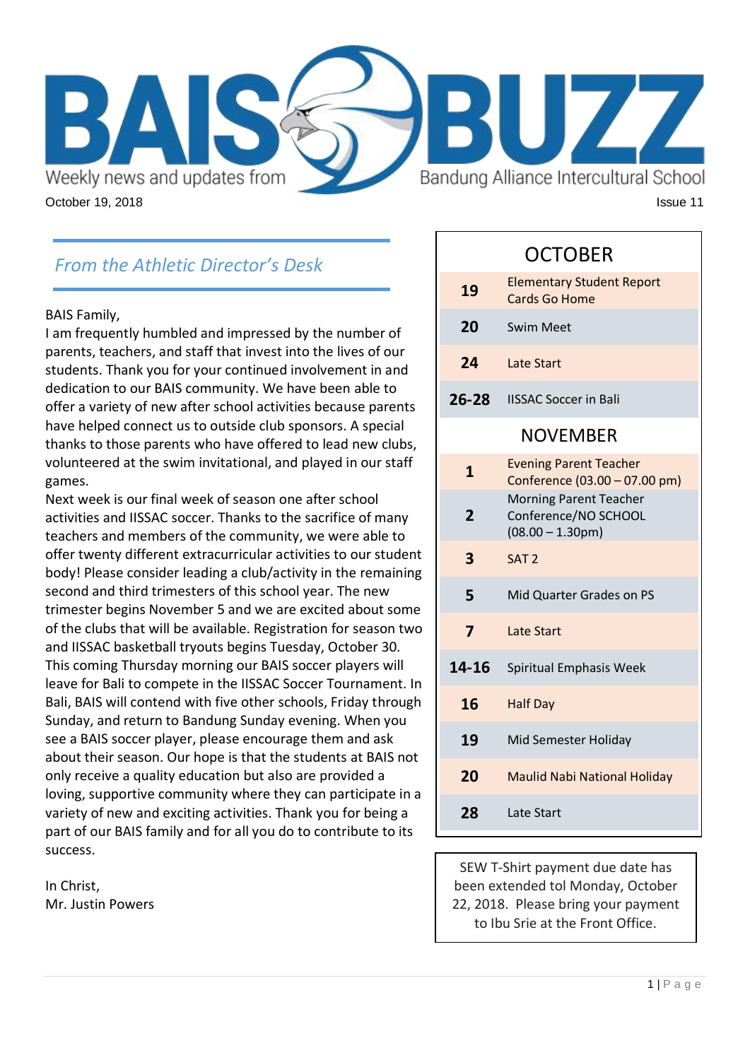# BAIS BUZZ

Weekly news and updates from Bandung Alliance Intercultural School

October 19, 2018

Issue 11

## *From the Athletic Director's Desk*

BAIS Family,

I am frequently humbled and impressed by the number of parents, teachers, and staff that invest into the lives of our students. Thank you for your continued involvement in and dedication to our BAIS community. We have been able to offer a variety of new after school activities because parents have helped connect us to outside club sponsors. A special thanks to those parents who have offered to lead new clubs, volunteered at the swim invitational, and played in our staff games.

Next week is our final week of season one after school activities and IISSAC soccer. Thanks to the sacrifice of many teachers and members of the community, we were able to offer twenty different extracurricular activities to our student body! Please consider leading a club/activity in the remaining second and third trimesters of this school year. The new trimester begins November 5 and we are excited about some of the clubs that will be available. Registration for season two and IISSAC basketball tryouts begins Tuesday, October 30.

This coming Thursday morning our BAIS soccer players will leave for Bali to compete in the IISSAC Soccer Tournament. In Bali, BAIS will contend with five other schools, Friday through Sunday, and return to Bandung Sunday evening. When you see a BAIS soccer player, please encourage them and ask about their season. Our hope is that the students at BAIS not only receive a quality education but also are provided a loving, supportive community where they can participate in a variety of new and exciting activities. Thank you for being a part of our BAIS family and for all you do to contribute to its success.

In Christ,
Mr. Justin Powers

| OCTOBER | |
|---|---|
| **19** | Elementary Student Report Cards Go Home |
| **20** | Swim Meet |
| **24** | Late Start |
| **26-28** | IISSAC Soccer in Bali |
| **NOVEMBER** | |
| **1** | Evening Parent Teacher Conference (03.00 – 07.00 pm) |
| **2** | Morning Parent Teacher Conference/NO SCHOOL (08.00 – 1.30pm) |
| **3** | SAT 2 |
| **5** | Mid Quarter Grades on PS |
| **7** | Late Start |
| **14-16** | Spiritual Emphasis Week |
| **16** | Half Day |
| **19** | Mid Semester Holiday |
| **20** | Maulid Nabi National Holiday |
| **28** | Late Start |

SEW T-Shirt payment due date has been extended tol Monday, October 22, 2018. Please bring your payment to Ibu Srie at the Front Office.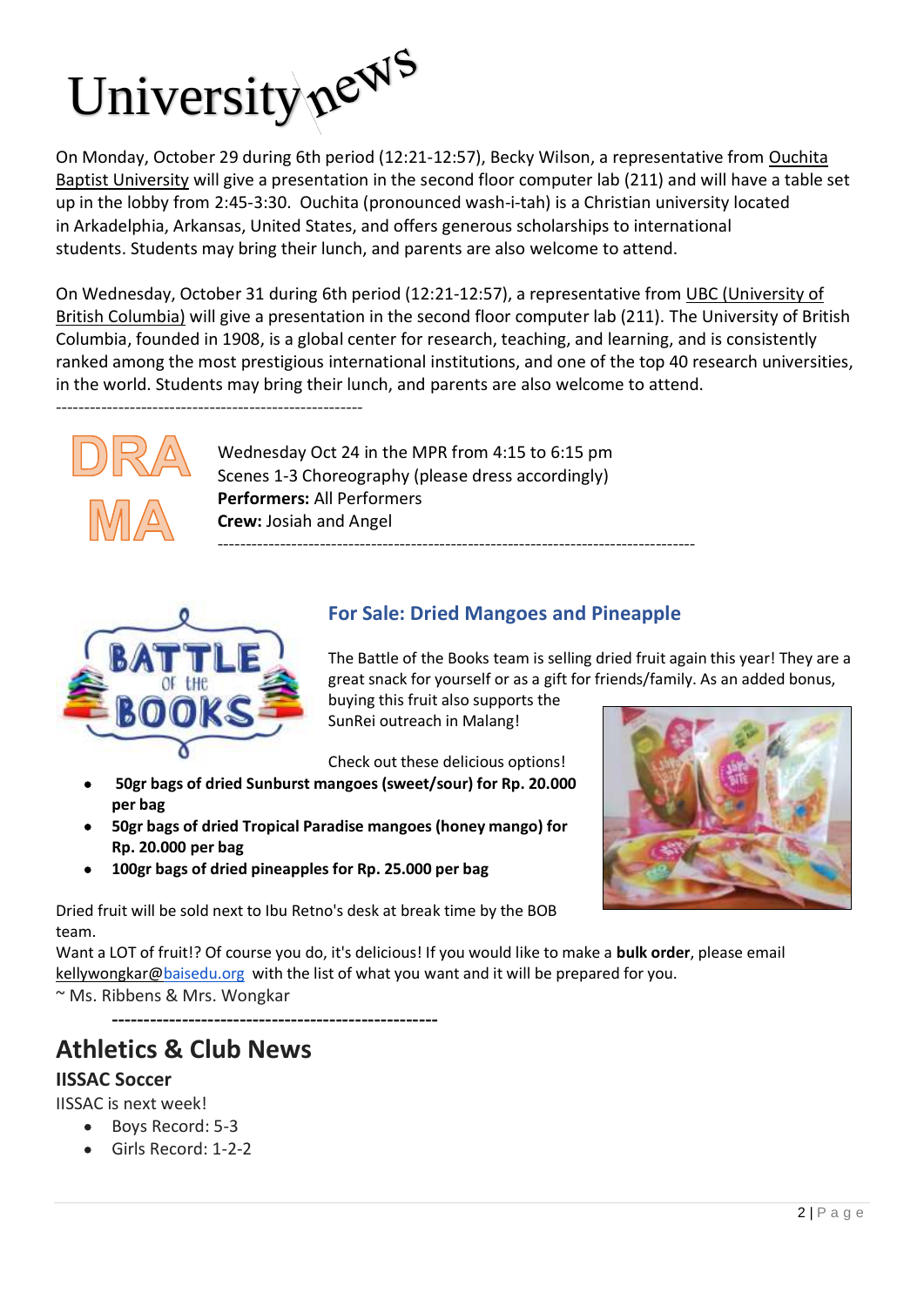# University news

On Monday, October 29 during 6th period (12:21-12:57), Becky Wilson, a representative from Ouchita Baptist University will give a presentation in the second floor computer lab (211) and will have a table set up in the lobby from 2:45-3:30. Ouchita (pronounced wash-i-tah) is a Christian university located in Arkadelphia, Arkansas, United States, and offers generous scholarships to international students. Students may bring their lunch, and parents are also welcome to attend.

On Wednesday, October 31 during 6th period (12:21-12:57), a representative from UBC (University of British Columbia) will give a presentation in the second floor computer lab (211). The University of British Columbia, founded in 1908, is a global center for research, teaching, and learning, and is consistently ranked among the most prestigious international institutions, and one of the top 40 research universities, in the world. Students may bring their lunch, and parents are also welcome to attend.

-----------------------------------------------------

## DRAMA

Wednesday Oct 24 in the MPR from 4:15 to 6:15 pm
Scenes 1-3 Choreography (please dress accordingly)
**Performers:** All Performers
**Crew:** Josiah and Angel

-----------------------------------------------------------------------------------

## For Sale: Dried Mangoes and Pineapple

The Battle of the Books team is selling dried fruit again this year! They are a great snack for yourself or as a gift for friends/family. As an added bonus, buying this fruit also supports the SunRei outreach in Malang!

Check out these delicious options!

- **50gr bags of dried Sunburst mangoes (sweet/sour) for Rp. 20.000 per bag**
- **50gr bags of dried Tropical Paradise mangoes (honey mango) for Rp. 20.000 per bag**
- **100gr bags of dried pineapples for Rp. 25.000 per bag**

Dried fruit will be sold next to Ibu Retno's desk at break time by the BOB team.

Want a LOT of fruit!? Of course you do, it's delicious! If you would like to make a **bulk order**, please email kellywongkar@baisedu.org with the list of what you want and it will be prepared for you.

~ Ms. Ribbens & Mrs. Wongkar

-----------------------------------------------------

## Athletics & Club News

### IISSAC Soccer

IISSAC is next week!

- Boys Record: 5-3
- Girls Record: 1-2-2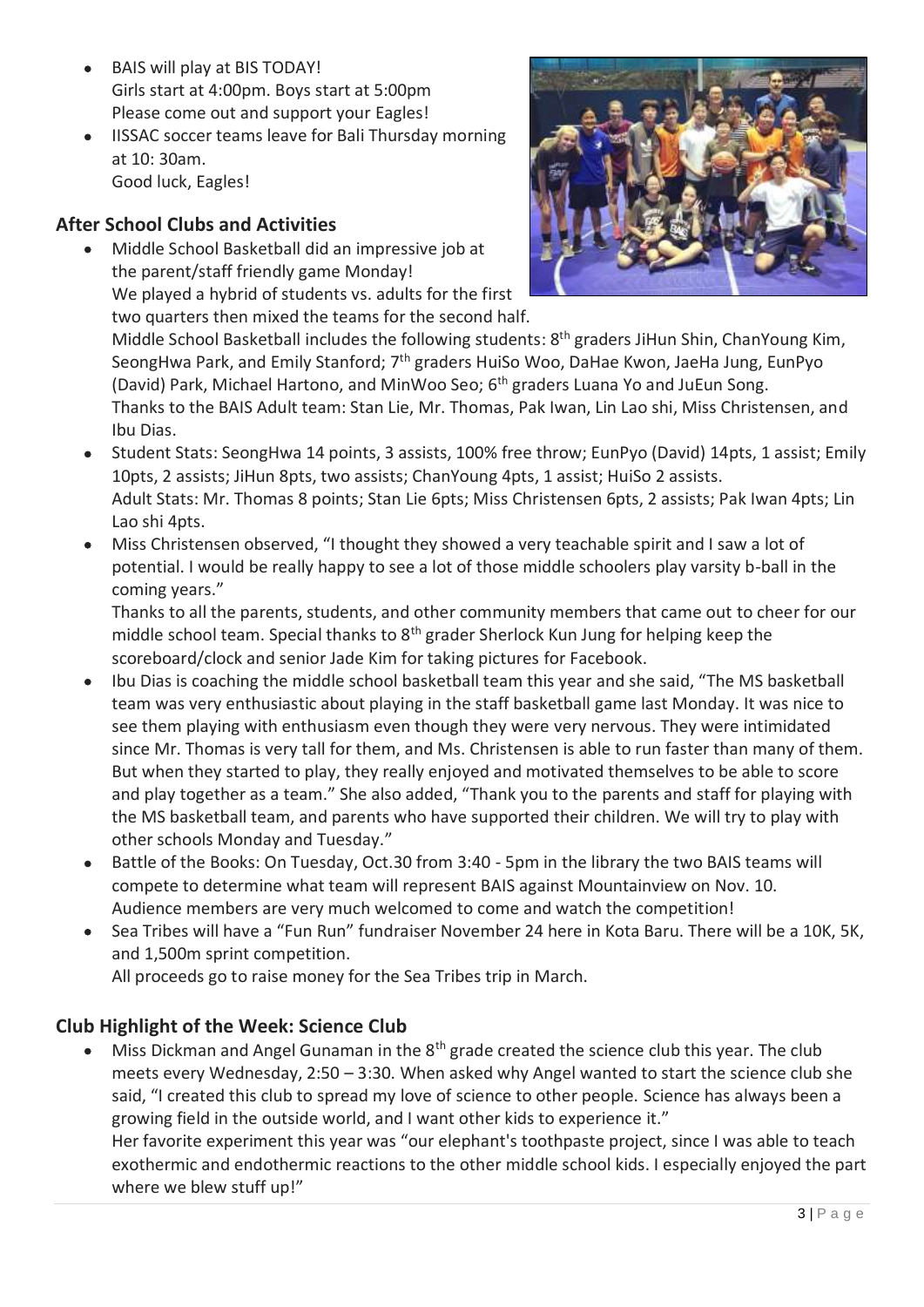- BAIS will play at BIS TODAY!
  Girls start at 4:00pm. Boys start at 5:00pm
  Please come out and support your Eagles!
- IISSAC soccer teams leave for Bali Thursday morning at 10: 30am.
  Good luck, Eagles!

### After School Clubs and Activities

- Middle School Basketball did an impressive job at the parent/staff friendly game Monday!
  We played a hybrid of students vs. adults for the first two quarters then mixed the teams for the second half.
  Middle School Basketball includes the following students: 8th graders JiHun Shin, ChanYoung Kim, SeongHwa Park, and Emily Stanford; 7th graders HuiSo Woo, DaHae Kwon, JaeHa Jung, EunPyo (David) Park, Michael Hartono, and MinWoo Seo; 6th graders Luana Yo and JuEun Song.
  Thanks to the BAIS Adult team: Stan Lie, Mr. Thomas, Pak Iwan, Lin Lao shi, Miss Christensen, and Ibu Dias.
- Student Stats: SeongHwa 14 points, 3 assists, 100% free throw; EunPyo (David) 14pts, 1 assist; Emily 10pts, 2 assists; JiHun 8pts, two assists; ChanYoung 4pts, 1 assist; HuiSo 2 assists.
  Adult Stats: Mr. Thomas 8 points; Stan Lie 6pts; Miss Christensen 6pts, 2 assists; Pak Iwan 4pts; Lin Lao shi 4pts.
- Miss Christensen observed, "I thought they showed a very teachable spirit and I saw a lot of potential. I would be really happy to see a lot of those middle schoolers play varsity b-ball in the coming years."
  Thanks to all the parents, students, and other community members that came out to cheer for our middle school team. Special thanks to 8th grader Sherlock Kun Jung for helping keep the scoreboard/clock and senior Jade Kim for taking pictures for Facebook.
- Ibu Dias is coaching the middle school basketball team this year and she said, "The MS basketball team was very enthusiastic about playing in the staff basketball game last Monday. It was nice to see them playing with enthusiasm even though they were very nervous. They were intimidated since Mr. Thomas is very tall for them, and Ms. Christensen is able to run faster than many of them. But when they started to play, they really enjoyed and motivated themselves to be able to score and play together as a team." She also added, "Thank you to the parents and staff for playing with the MS basketball team, and parents who have supported their children. We will try to play with other schools Monday and Tuesday."
- Battle of the Books: On Tuesday, Oct.30 from 3:40 - 5pm in the library the two BAIS teams will compete to determine what team will represent BAIS against Mountainview on Nov. 10. Audience members are very much welcomed to come and watch the competition!
- Sea Tribes will have a "Fun Run" fundraiser November 24 here in Kota Baru. There will be a 10K, 5K, and 1,500m sprint competition.
  All proceeds go to raise money for the Sea Tribes trip in March.

### Club Highlight of the Week: Science Club

- Miss Dickman and Angel Gunaman in the 8th grade created the science club this year. The club meets every Wednesday, 2:50 – 3:30. When asked why Angel wanted to start the science club she said, "I created this club to spread my love of science to other people. Science has always been a growing field in the outside world, and I want other kids to experience it."
  Her favorite experiment this year was "our elephant's toothpaste project, since I was able to teach exothermic and endothermic reactions to the other middle school kids. I especially enjoyed the part where we blew stuff up!"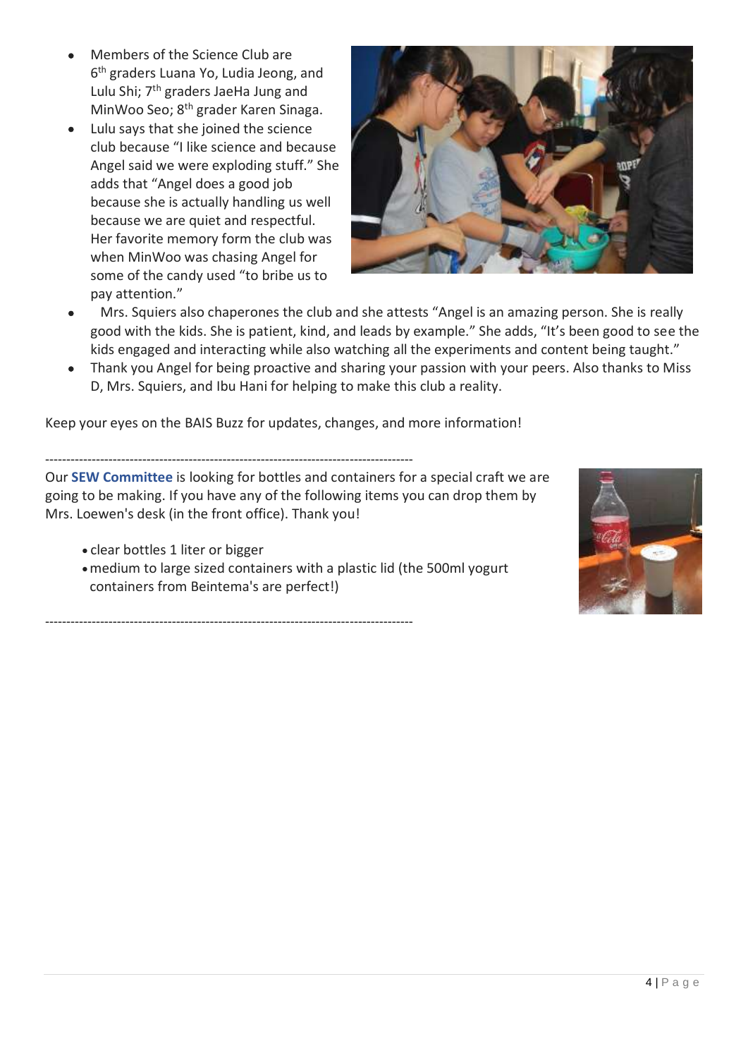- Members of the Science Club are 6th graders Luana Yo, Ludia Jeong, and Lulu Shi; 7th graders JaeHa Jung and MinWoo Seo; 8th grader Karen Sinaga.
- Lulu says that she joined the science club because "I like science and because Angel said we were exploding stuff." She adds that "Angel does a good job because she is actually handling us well because we are quiet and respectful. Her favorite memory form the club was when MinWoo was chasing Angel for some of the candy used "to bribe us to pay attention."
- Mrs. Squiers also chaperones the club and she attests "Angel is an amazing person. She is really good with the kids. She is patient, kind, and leads by example." She adds, "It's been good to see the kids engaged and interacting while also watching all the experiments and content being taught."
- Thank you Angel for being proactive and sharing your passion with your peers. Also thanks to Miss D, Mrs. Squiers, and Ibu Hani for helping to make this club a reality.

Keep your eyes on the BAIS Buzz for updates, changes, and more information!

---

Our **SEW Committee** is looking for bottles and containers for a special craft we are going to be making. If you have any of the following items you can drop them by Mrs. Loewen's desk (in the front office). Thank you!

- clear bottles 1 liter or bigger
- medium to large sized containers with a plastic lid (the 500ml yogurt containers from Beintema's are perfect!)

---